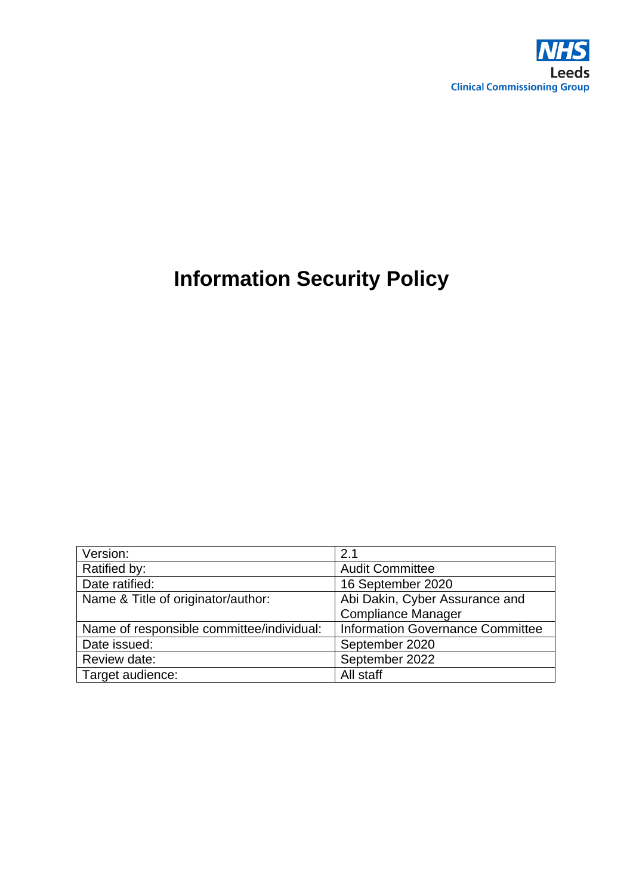NHS
Leeds
Clinical Commissioning Group

# Information Security Policy

| Version: | 2.1 |
|---|---|
| Ratified by: | Audit Committee |
| Date ratified: | 16 September 2020 |
| Name & Title of originator/author: | Abi Dakin, Cyber Assurance and Compliance Manager |
| Name of responsible committee/individual: | Information Governance Committee |
| Date issued: | September 2020 |
| Review date: | September 2022 |
| Target audience: | All staff |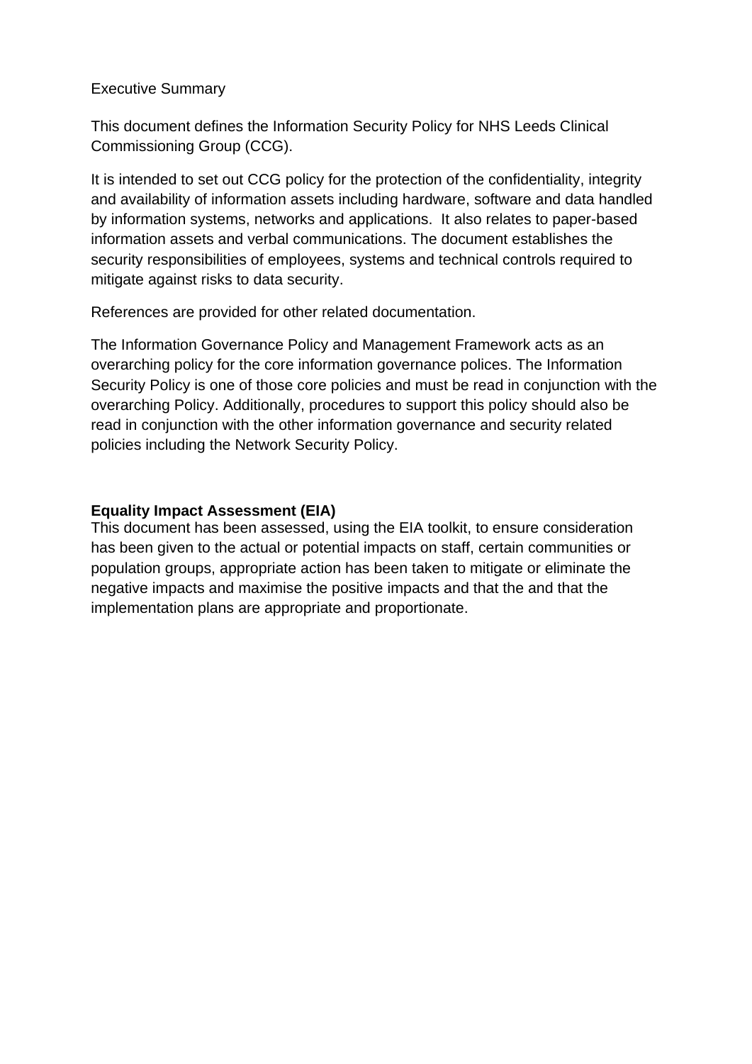Executive Summary

This document defines the Information Security Policy for NHS Leeds Clinical Commissioning Group (CCG).

It is intended to set out CCG policy for the protection of the confidentiality, integrity and availability of information assets including hardware, software and data handled by information systems, networks and applications.  It also relates to paper-based information assets and verbal communications. The document establishes the security responsibilities of employees, systems and technical controls required to mitigate against risks to data security.

References are provided for other related documentation.

The Information Governance Policy and Management Framework acts as an overarching policy for the core information governance polices. The Information Security Policy is one of those core policies and must be read in conjunction with the overarching Policy. Additionally, procedures to support this policy should also be read in conjunction with the other information governance and security related policies including the Network Security Policy.

**Equality Impact Assessment (EIA)**

This document has been assessed, using the EIA toolkit, to ensure consideration has been given to the actual or potential impacts on staff, certain communities or population groups, appropriate action has been taken to mitigate or eliminate the negative impacts and maximise the positive impacts and that the and that the implementation plans are appropriate and proportionate.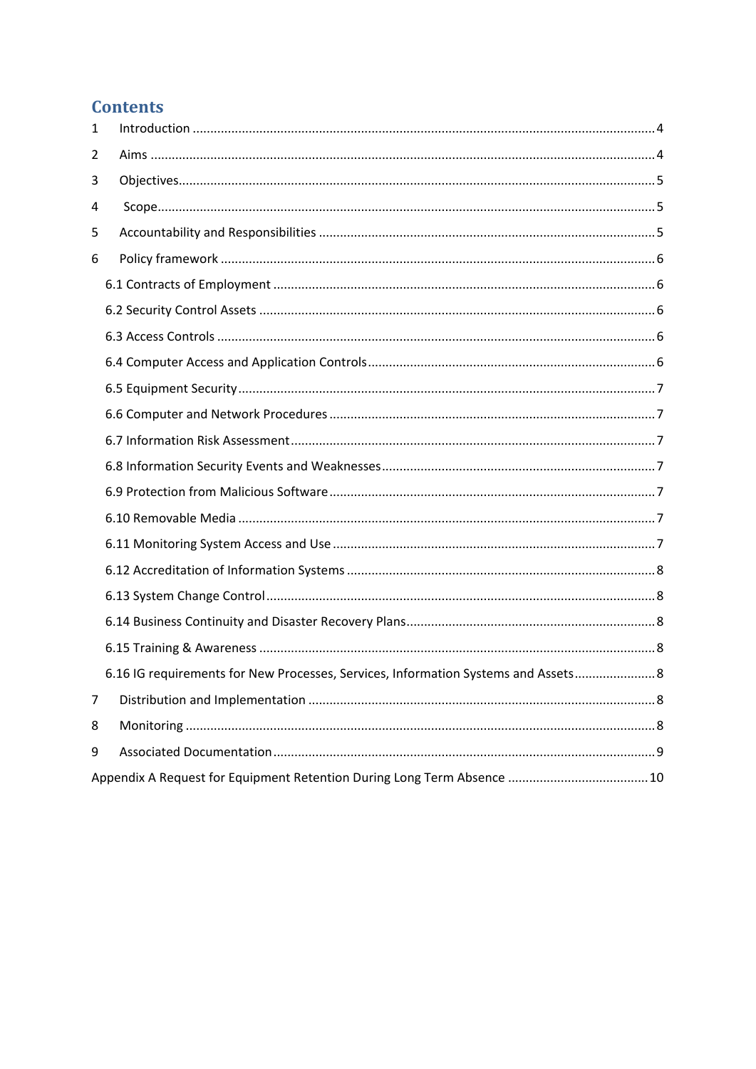## Contents

1 Introduction ..... 4
2 Aims ..... 4
3 Objectives ..... 5
4 Scope ..... 5
5 Accountability and Responsibilities ..... 5
6 Policy framework ..... 6
  6.1 Contracts of Employment ..... 6
  6.2 Security Control Assets ..... 6
  6.3 Access Controls ..... 6
  6.4 Computer Access and Application Controls ..... 6
  6.5 Equipment Security ..... 7
  6.6 Computer and Network Procedures ..... 7
  6.7 Information Risk Assessment ..... 7
  6.8 Information Security Events and Weaknesses ..... 7
  6.9 Protection from Malicious Software ..... 7
  6.10 Removable Media ..... 7
  6.11 Monitoring System Access and Use ..... 7
  6.12 Accreditation of Information Systems ..... 8
  6.13 System Change Control ..... 8
  6.14 Business Continuity and Disaster Recovery Plans ..... 8
  6.15 Training & Awareness ..... 8
  6.16 IG requirements for New Processes, Services, Information Systems and Assets ..... 8
7 Distribution and Implementation ..... 8
8 Monitoring ..... 8
9 Associated Documentation ..... 9
Appendix A Request for Equipment Retention During Long Term Absence ..... 10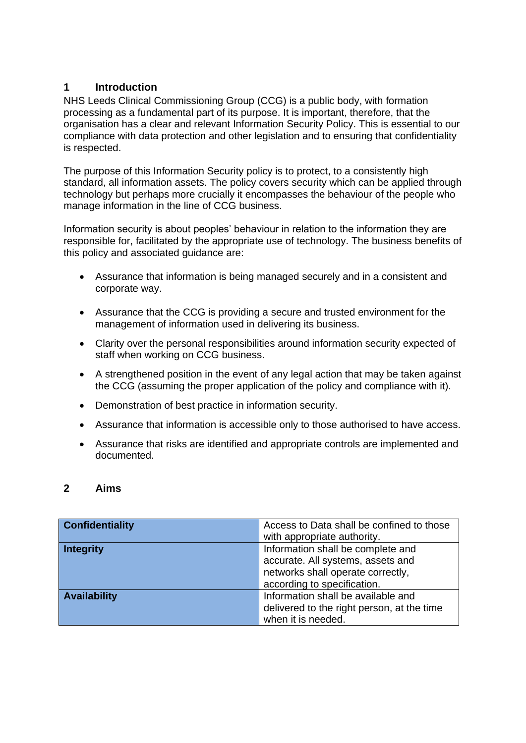## 1 Introduction

NHS Leeds Clinical Commissioning Group (CCG) is a public body, with formation processing as a fundamental part of its purpose. It is important, therefore, that the organisation has a clear and relevant Information Security Policy. This is essential to our compliance with data protection and other legislation and to ensuring that confidentiality is respected.

The purpose of this Information Security policy is to protect, to a consistently high standard, all information assets. The policy covers security which can be applied through technology but perhaps more crucially it encompasses the behaviour of the people who manage information in the line of CCG business.

Information security is about peoples' behaviour in relation to the information they are responsible for, facilitated by the appropriate use of technology. The business benefits of this policy and associated guidance are:

- Assurance that information is being managed securely and in a consistent and corporate way.
- Assurance that the CCG is providing a secure and trusted environment for the management of information used in delivering its business.
- Clarity over the personal responsibilities around information security expected of staff when working on CCG business.
- A strengthened position in the event of any legal action that may be taken against the CCG (assuming the proper application of the policy and compliance with it).
- Demonstration of best practice in information security.
- Assurance that information is accessible only to those authorised to have access.
- Assurance that risks are identified and appropriate controls are implemented and documented.

## 2 Aims

| | |
|---|---|
| **Confidentiality** | Access to Data shall be confined to those with appropriate authority. |
| **Integrity** | Information shall be complete and accurate. All systems, assets and networks shall operate correctly, according to specification. |
| **Availability** | Information shall be available and delivered to the right person, at the time when it is needed. |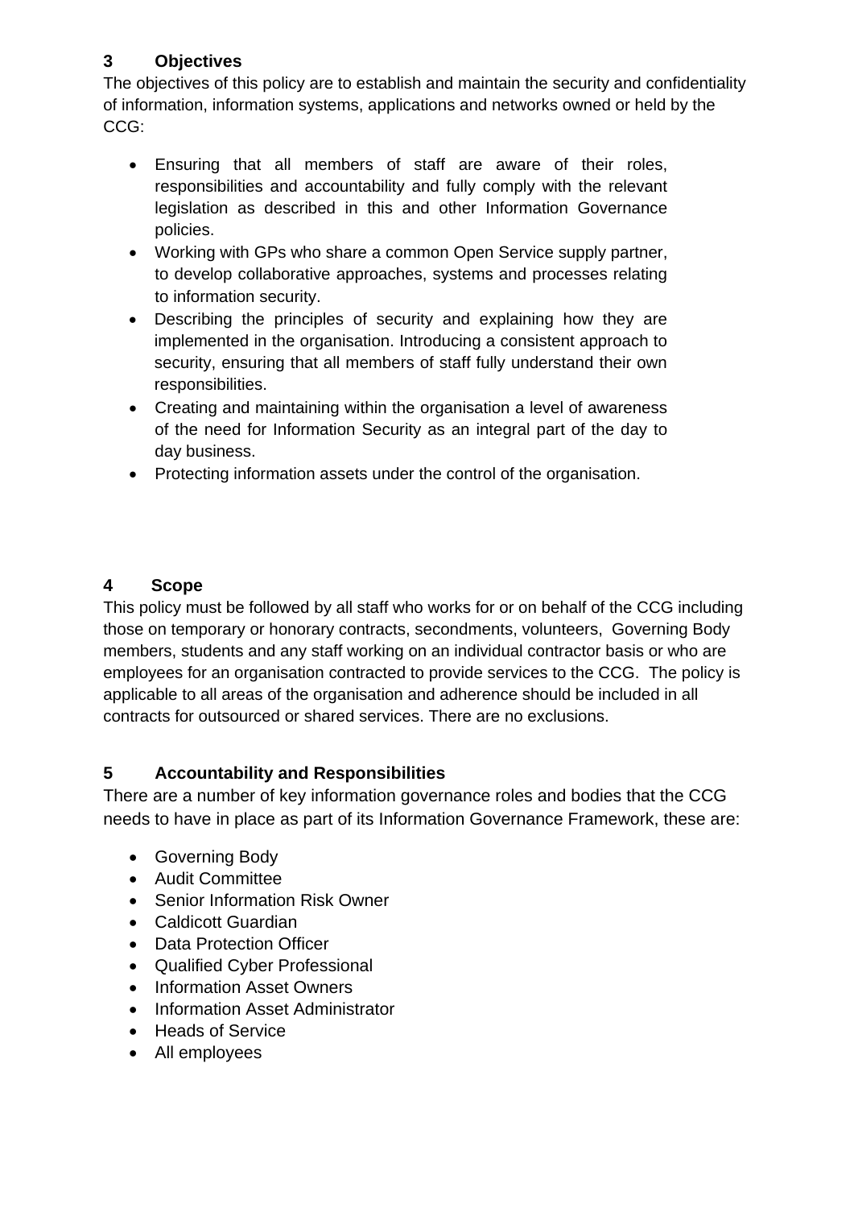## 3 Objectives

The objectives of this policy are to establish and maintain the security and confidentiality of information, information systems, applications and networks owned or held by the CCG:

- Ensuring that all members of staff are aware of their roles, responsibilities and accountability and fully comply with the relevant legislation as described in this and other Information Governance policies.
- Working with GPs who share a common Open Service supply partner, to develop collaborative approaches, systems and processes relating to information security.
- Describing the principles of security and explaining how they are implemented in the organisation. Introducing a consistent approach to security, ensuring that all members of staff fully understand their own responsibilities.
- Creating and maintaining within the organisation a level of awareness of the need for Information Security as an integral part of the day to day business.
- Protecting information assets under the control of the organisation.

## 4 Scope

This policy must be followed by all staff who works for or on behalf of the CCG including those on temporary or honorary contracts, secondments, volunteers, Governing Body members, students and any staff working on an individual contractor basis or who are employees for an organisation contracted to provide services to the CCG. The policy is applicable to all areas of the organisation and adherence should be included in all contracts for outsourced or shared services. There are no exclusions.

## 5 Accountability and Responsibilities

There are a number of key information governance roles and bodies that the CCG needs to have in place as part of its Information Governance Framework, these are:

- Governing Body
- Audit Committee
- Senior Information Risk Owner
- Caldicott Guardian
- Data Protection Officer
- Qualified Cyber Professional
- Information Asset Owners
- Information Asset Administrator
- Heads of Service
- All employees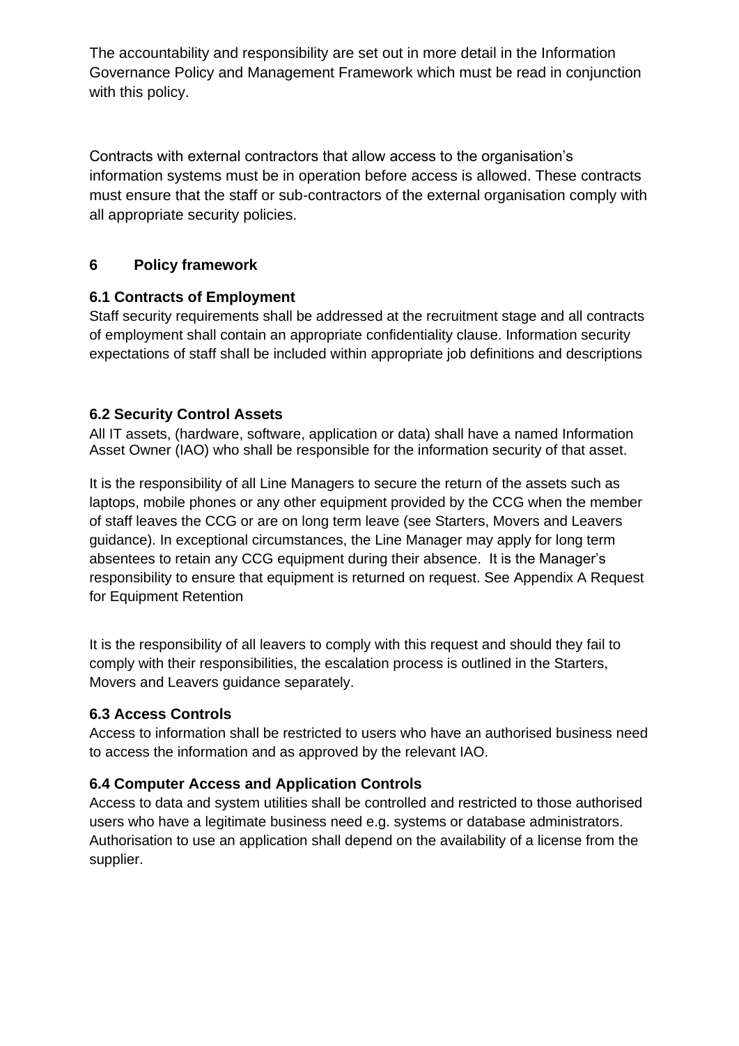The accountability and responsibility are set out in more detail in the Information Governance Policy and Management Framework which must be read in conjunction with this policy.

Contracts with external contractors that allow access to the organisation's information systems must be in operation before access is allowed. These contracts must ensure that the staff or sub-contractors of the external organisation comply with all appropriate security policies.

## 6 Policy framework

### 6.1 Contracts of Employment

Staff security requirements shall be addressed at the recruitment stage and all contracts of employment shall contain an appropriate confidentiality clause. Information security expectations of staff shall be included within appropriate job definitions and descriptions

### 6.2 Security Control Assets

All IT assets, (hardware, software, application or data) shall have a named Information Asset Owner (IAO) who shall be responsible for the information security of that asset.

It is the responsibility of all Line Managers to secure the return of the assets such as laptops, mobile phones or any other equipment provided by the CCG when the member of staff leaves the CCG or are on long term leave (see Starters, Movers and Leavers guidance). In exceptional circumstances, the Line Manager may apply for long term absentees to retain any CCG equipment during their absence. It is the Manager's responsibility to ensure that equipment is returned on request. See Appendix A Request for Equipment Retention

It is the responsibility of all leavers to comply with this request and should they fail to comply with their responsibilities, the escalation process is outlined in the Starters, Movers and Leavers guidance separately.

### 6.3 Access Controls

Access to information shall be restricted to users who have an authorised business need to access the information and as approved by the relevant IAO.

### 6.4 Computer Access and Application Controls

Access to data and system utilities shall be controlled and restricted to those authorised users who have a legitimate business need e.g. systems or database administrators. Authorisation to use an application shall depend on the availability of a license from the supplier.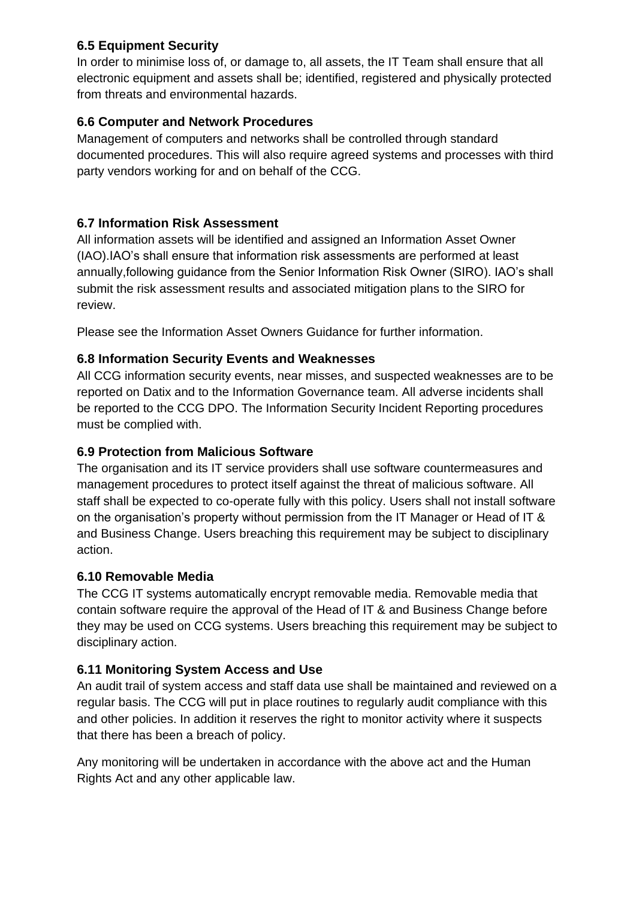### 6.5 Equipment Security

In order to minimise loss of, or damage to, all assets, the IT Team shall ensure that all electronic equipment and assets shall be; identified, registered and physically protected from threats and environmental hazards.

### 6.6 Computer and Network Procedures

Management of computers and networks shall be controlled through standard documented procedures. This will also require agreed systems and processes with third party vendors working for and on behalf of the CCG.

### 6.7 Information Risk Assessment

All information assets will be identified and assigned an Information Asset Owner (IAO).IAO's shall ensure that information risk assessments are performed at least annually,following guidance from the Senior Information Risk Owner (SIRO). IAO's shall submit the risk assessment results and associated mitigation plans to the SIRO for review.

Please see the Information Asset Owners Guidance for further information.

### 6.8 Information Security Events and Weaknesses

All CCG information security events, near misses, and suspected weaknesses are to be reported on Datix and to the Information Governance team. All adverse incidents shall be reported to the CCG DPO. The Information Security Incident Reporting procedures must be complied with.

### 6.9 Protection from Malicious Software

The organisation and its IT service providers shall use software countermeasures and management procedures to protect itself against the threat of malicious software. All staff shall be expected to co-operate fully with this policy. Users shall not install software on the organisation's property without permission from the IT Manager or Head of IT & and Business Change. Users breaching this requirement may be subject to disciplinary action.

### 6.10 Removable Media

The CCG IT systems automatically encrypt removable media. Removable media that contain software require the approval of the Head of IT & and Business Change before they may be used on CCG systems. Users breaching this requirement may be subject to disciplinary action.

### 6.11 Monitoring System Access and Use

An audit trail of system access and staff data use shall be maintained and reviewed on a regular basis. The CCG will put in place routines to regularly audit compliance with this and other policies. In addition it reserves the right to monitor activity where it suspects that there has been a breach of policy.

Any monitoring will be undertaken in accordance with the above act and the Human Rights Act and any other applicable law.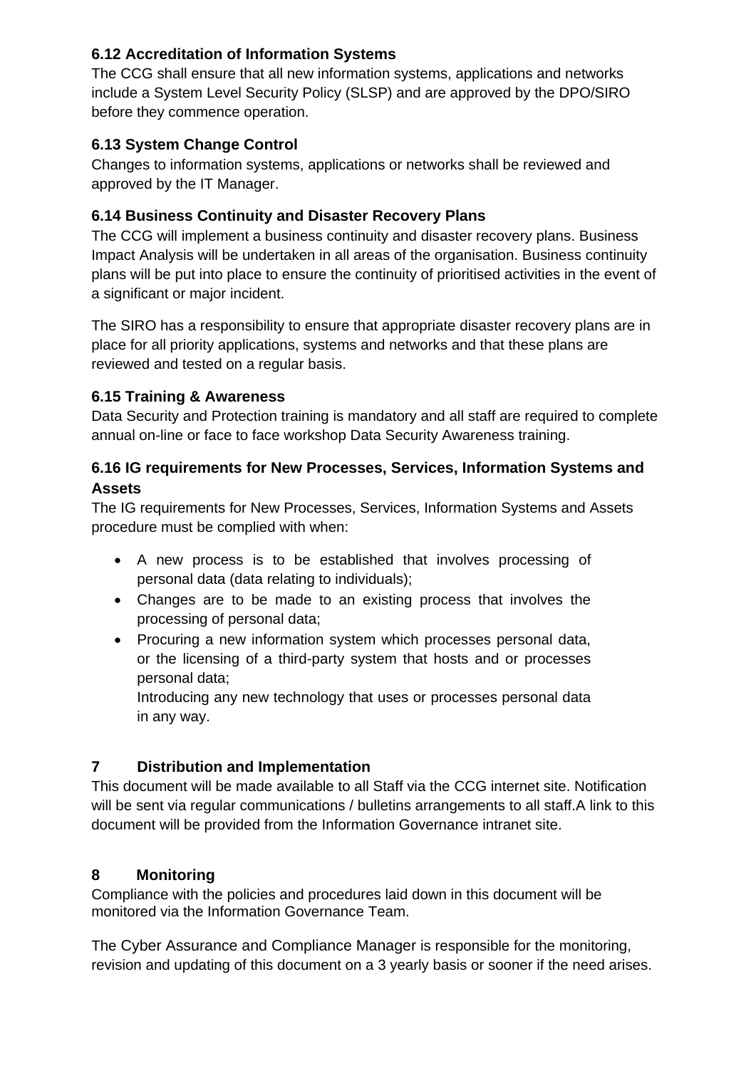### 6.12 Accreditation of Information Systems

The CCG shall ensure that all new information systems, applications and networks include a System Level Security Policy (SLSP) and are approved by the DPO/SIRO before they commence operation.

### 6.13 System Change Control

Changes to information systems, applications or networks shall be reviewed and approved by the IT Manager.

### 6.14 Business Continuity and Disaster Recovery Plans

The CCG will implement a business continuity and disaster recovery plans. Business Impact Analysis will be undertaken in all areas of the organisation. Business continuity plans will be put into place to ensure the continuity of prioritised activities in the event of a significant or major incident.

The SIRO has a responsibility to ensure that appropriate disaster recovery plans are in place for all priority applications, systems and networks and that these plans are reviewed and tested on a regular basis.

### 6.15 Training & Awareness

Data Security and Protection training is mandatory and all staff are required to complete annual on-line or face to face workshop Data Security Awareness training.

### 6.16 IG requirements for New Processes, Services, Information Systems and Assets

The IG requirements for New Processes, Services, Information Systems and Assets procedure must be complied with when:

- A new process is to be established that involves processing of personal data (data relating to individuals);
- Changes are to be made to an existing process that involves the processing of personal data;
- Procuring a new information system which processes personal data, or the licensing of a third-party system that hosts and or processes personal data;
  Introducing any new technology that uses or processes personal data in any way.

## 7 Distribution and Implementation

This document will be made available to all Staff via the CCG internet site. Notification will be sent via regular communications / bulletins arrangements to all staff.A link to this document will be provided from the Information Governance intranet site.

## 8 Monitoring

Compliance with the policies and procedures laid down in this document will be monitored via the Information Governance Team.

The Cyber Assurance and Compliance Manager is responsible for the monitoring, revision and updating of this document on a 3 yearly basis or sooner if the need arises.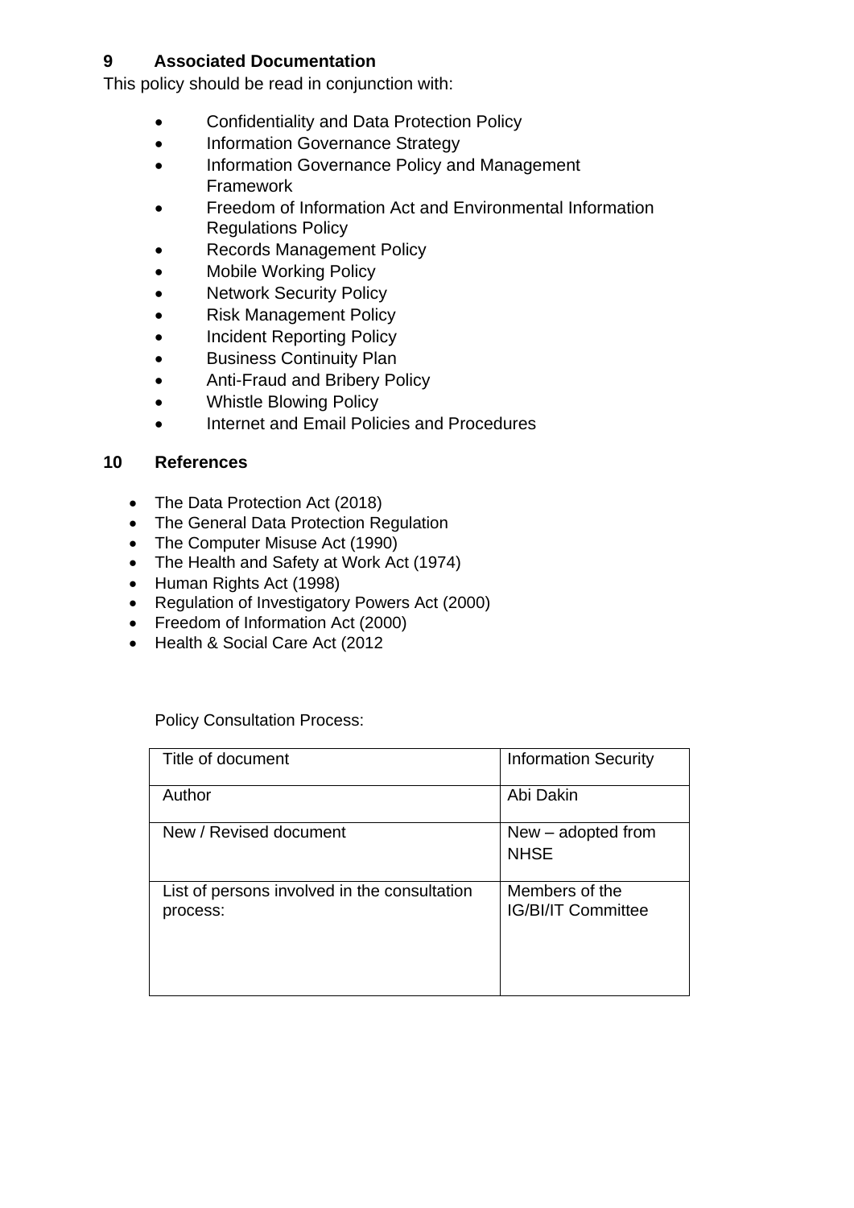## 9 Associated Documentation

This policy should be read in conjunction with:

- Confidentiality and Data Protection Policy
- Information Governance Strategy
- Information Governance Policy and Management Framework
- Freedom of Information Act and Environmental Information Regulations Policy
- Records Management Policy
- Mobile Working Policy
- Network Security Policy
- Risk Management Policy
- Incident Reporting Policy
- Business Continuity Plan
- Anti-Fraud and Bribery Policy
- Whistle Blowing Policy
- Internet and Email Policies and Procedures

## 10 References

- The Data Protection Act (2018)
- The General Data Protection Regulation
- The Computer Misuse Act (1990)
- The Health and Safety at Work Act (1974)
- Human Rights Act (1998)
- Regulation of Investigatory Powers Act (2000)
- Freedom of Information Act (2000)
- Health & Social Care Act (2012

Policy Consultation Process:

| Title of document | Information Security |
|---|---|
| Author | Abi Dakin |
| New / Revised document | New – adopted from NHSE |
| List of persons involved in the consultation process: | Members of the IG/BI/IT Committee |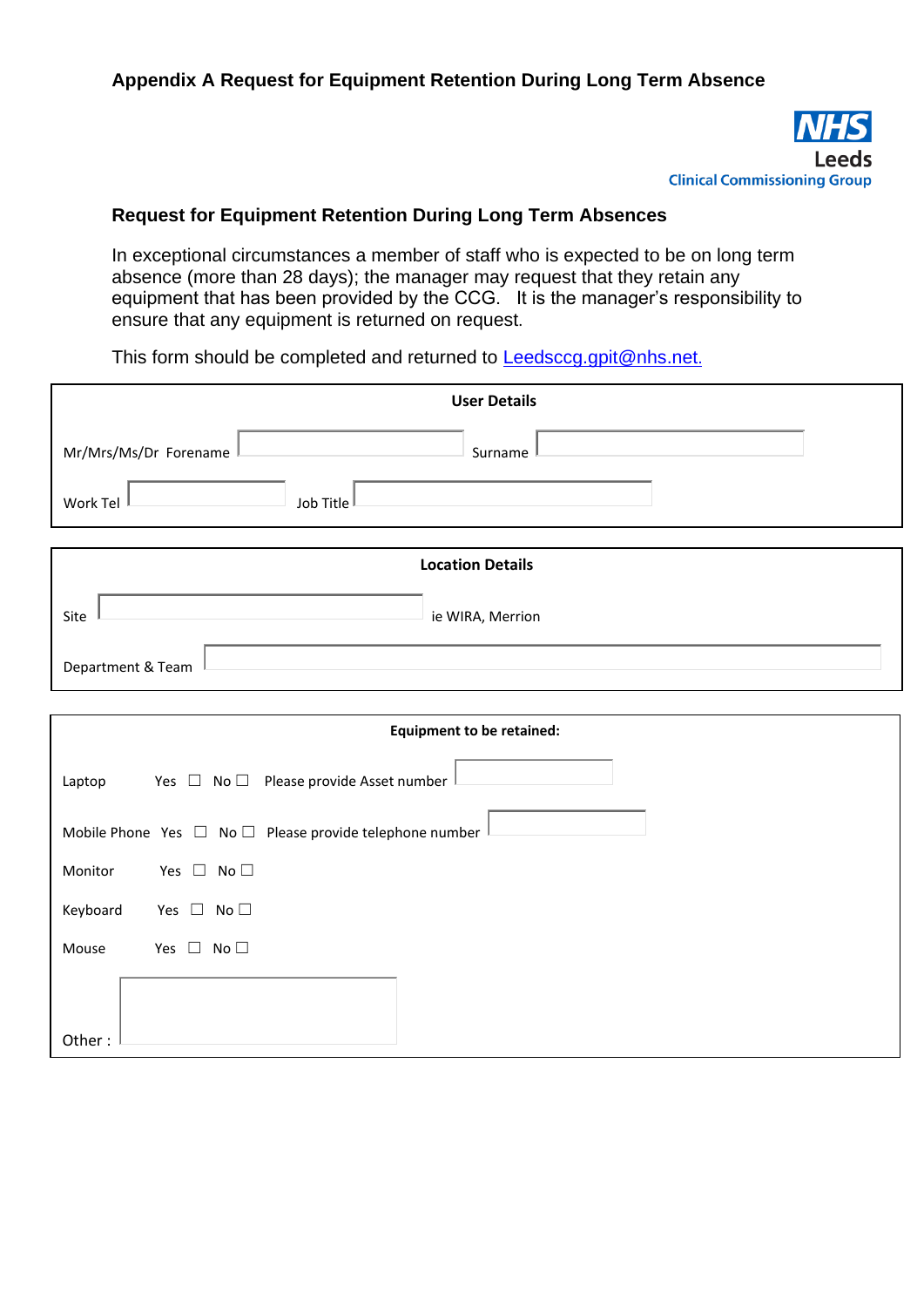## Appendix A Request for Equipment Retention During Long Term Absence

NHS
Leeds
Clinical Commissioning Group

### Request for Equipment Retention During Long Term Absences

In exceptional circumstances a member of staff who is expected to be on long term absence (more than 28 days); the manager may request that they retain any equipment that has been provided by the CCG. It is the manager's responsibility to ensure that any equipment is returned on request.

This form should be completed and returned to Leedsccg.gpit@nhs.net.

**User Details**

Mr/Mrs/Ms/Dr Forename ____________ Surname ____________

Work Tel ____________ Job Title ____________

**Location Details**

Site ____________ ie WIRA, Merrion

Department & Team ____________

**Equipment to be retained:**

Laptop Yes ☐ No ☐ Please provide Asset number ____________

Mobile Phone Yes ☐ No ☐ Please provide telephone number ____________

Monitor Yes ☐ No ☐

Keyboard Yes ☐ No ☐

Mouse Yes ☐ No ☐

Other : ____________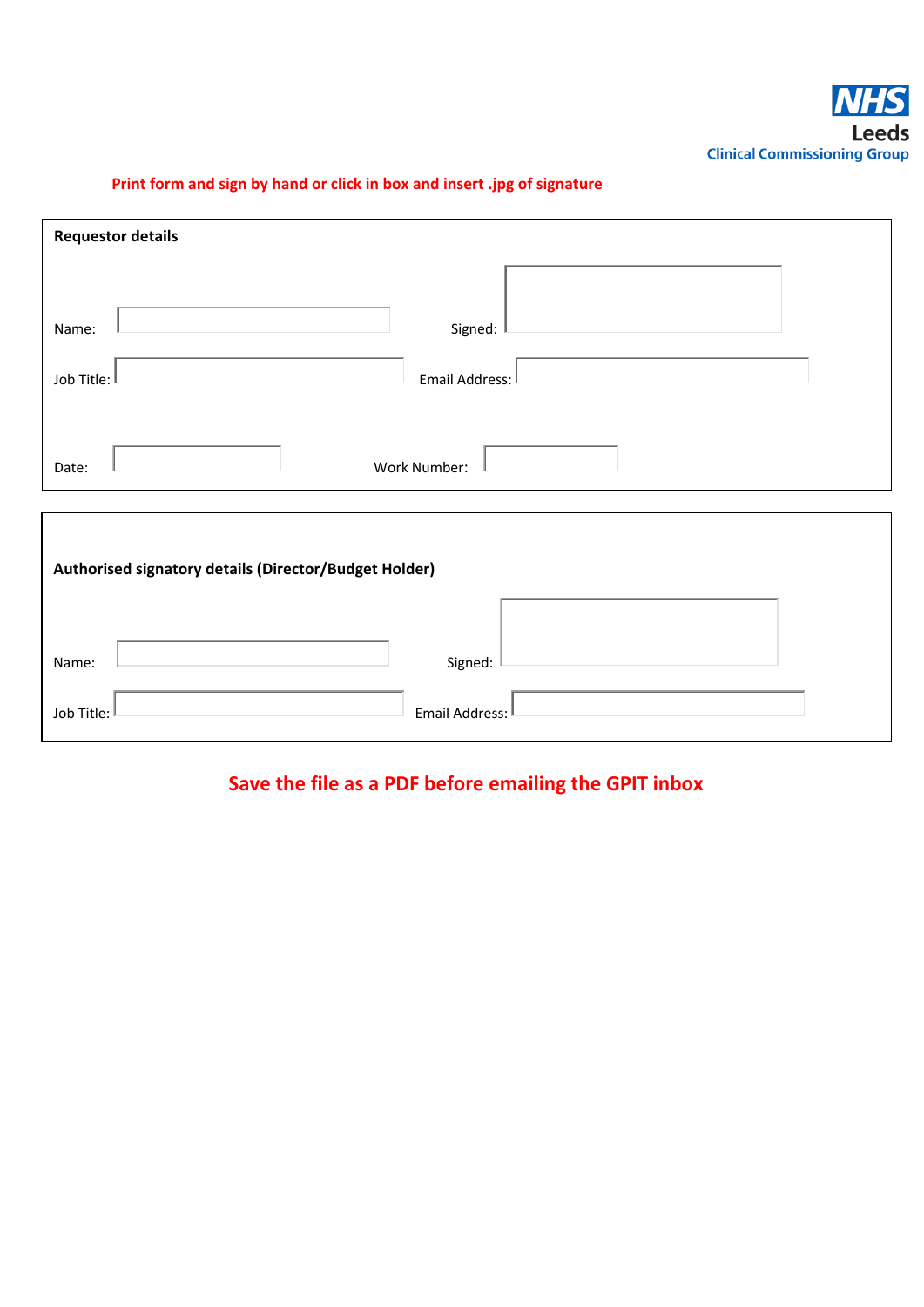NHS
Leeds
Clinical Commissioning Group

**Print form and sign by hand or click in box and insert .jpg of signature**

**Requestor details**

Name: 

Signed: 

Job Title: 

Email Address: 

Date: 

Work Number: 

**Authorised signatory details (Director/Budget Holder)**

Name: 

Signed: 

Job Title: 

Email Address: 

**Save the file as a PDF before emailing the GPIT inbox**